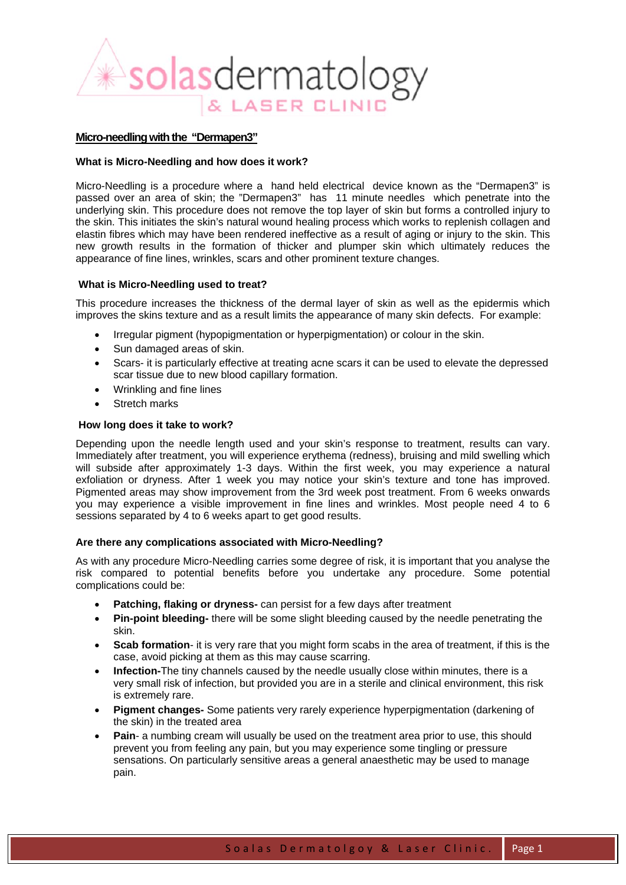# Micro-needling with the "Dermapen3"

### What is Micro-Needling and how does it work?

Micro-Needling is a procedure where a hand held electrical device known as the "Dermapen3" is passed over an area of skin; the "Dermapen3" has 11 minute needles which penetrate into the underlying skin. This procedure does not remove the top layer of skin but forms a controlled injury to the skin. This initiates the skin's natural wound healing process which works to replenish collagen and elastin fibres which may have been rendered ineffective as a result of aging or injury to the skin. This new growth results in the formation of thicker and plumper skin which ultimately reduces the appearance of fine lines, wrinkles, scars and other prominent texture changes.

### What is Micro-Needling used to treat?

This procedure increases the thickness of the dermal layer of skin as well as the epidermis which improves the skins texture and as a result limits the appearance of many skin defects. For example:

- Irregular pigment (hypopigmentation or hyperpigmentation) or colour in the skin.
- Sun damaged areas of skin.
- Scars- it is particularly effective at treating acne scars it can be used to elevate the depressed scar tissue due to new blood capillary formation.
- Wrinkling and fine lines
- Stretch marks

### How long does it take to work?

Depending upon the needle length used and your skin's response to treatment, results can vary. Immediately after treatment, you will experience erythema (redness), bruising and mild swelling which will subside after approximately 1-3 days. Within the first week, you may experience a natural exfoliation or dryness. After 1 week you may notice your skin's texture and tone has improved. Pigmented areas may show improvement from the 3rd week post treatment. From 6 weeks onwards you may experience a visible improvement in fine lines and wrinkles. Most people need 4 to 6 sessions separated by 4 to 6 weeks apart to get good results.

### Are there any complications associated with Micro-Needling?

As with any procedure Micro-Needling carries some degree of risk, it is important that you analyse the risk compared to potential benefits before you undertake any procedure. Some potential complications could be:

- **Patching, flaking or dryness-** can persist for a few days after treatment
- **Pin-point bleeding-** there will be some slight bleeding caused by the needle penetrating the skin.
- **Scab formation**- it is very rare that you might form scabs in the area of treatment, if this is the case, avoid picking at them as this may cause scarring.
- **Infection-**The tiny channels caused by the needle usually close within minutes, there is a very small risk of infection, but provided you are in a sterile and clinical environment, this risk is extremely rare.
- **Pigment changes-** Some patients very rarely experience hyperpigmentation (darkening of the skin) in the treated area
- **Pain**- a numbing cream will usually be used on the treatment area prior to use, this should prevent you from feeling any pain, but you may experience some tingling or pressure sensations. On particularly sensitive areas a general anaesthetic may be used to manage pain.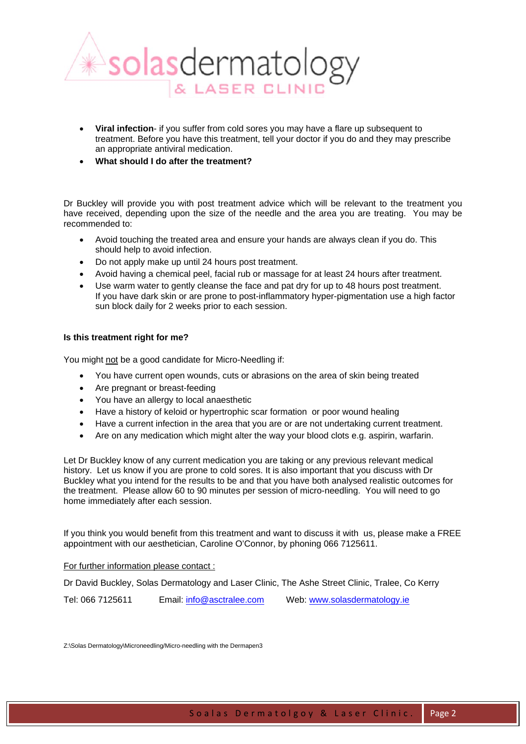- **Viral infection**- if you suffer from cold sores you may have a flare up subsequent to treatment. Before you have this treatment, tell your doctor if you do and they may prescribe an appropriate antiviral medication.
- **What should I do after the treatment?**

Dr Buckley will provide you with post treatment advice which will be relevant to the treatment you have received, depending upon the size of the needle and the area you are treating. You may be recommended to:

- Avoid touching the treated area and ensure your hands are always clean if you do. This should help to avoid infection.
- Do not apply make up until 24 hours post treatment.
- Avoid having a chemical peel, facial rub or massage for at least 24 hours after treatment.
- Use warm water to gently cleanse the face and pat dry for up to 48 hours post treatment. If you have dark skin or are prone to post-inflammatory hyper-pigmentation use a high factor sun block daily for 2 weeks prior to each session.

**Is this treatment right for me?**

You might not be a good candidate for Micro-Needling if:

- You have current open wounds, cuts or abrasions on the area of skin being treated
- Are pregnant or breast-feeding
- You have an allergy to local anaesthetic
- Have a history of keloid or hypertrophic scar formation or poor wound healing
- Have a current infection in the area that you are or are not undertaking current treatment.
- Are on any medication which might alter the way your blood clots e.g. aspirin, warfarin.

Let Dr Buckley know of any current medication you are taking or any previous relevant medical history. Let us know if you are prone to cold sores. It is also important that you discuss with Dr Buckley what you intend for the results to be and that you have both analysed realistic outcomes for the treatment. Please allow 60 to 90 minutes per session of micro-needling. You will need to go home immediately after each session.

If you think you would benefit from this treatment and want to discuss it with us, please make a FREE appointment with our aesthetician, Caroline O'Connor, by phoning 066 7125611.

For further information please contact :

Dr David Buckley, Solas Dermatology and Laser Clinic, The Ashe Street Clinic, Tralee, Co Kerry

Tel: 066 7125611 Email: info@asctralee.com Web: www.solasdermatology.ie

Z:\Solas Dermatology\Microneedling/Micro-needling with the Dermapen3